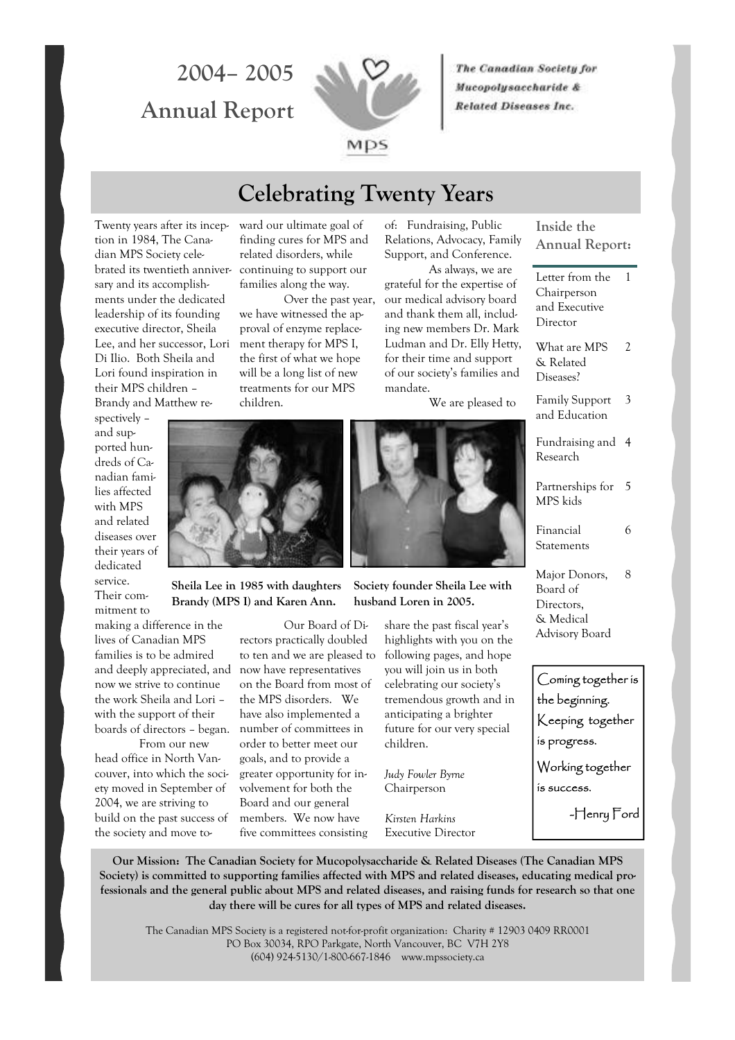# 2004– 2005 Annual Report

The Canadian Society for Mucopolysaccharide & Related Diseases Inc.

## Celebrating Twenty Years

Twenty years after its inception in 1984, The Canadian MPS Society celebrated its twentieth anniversary and its accomplishments under the dedicated leadership of its founding executive director, Sheila Lee, and her successor, Lori Di Ilio. Both Sheila and Lori found inspiration in their MPS children – Brandy and Matthew respectively – and supported hundreds of Canadian families affected with MPS and related diseases over their years of dedicated service. Their commitment to making a difference in the lives of Canadian MPS families is to be admired and deeply appreciated, and now we strive to continue the work Sheila and Lori – with the support of their boards of directors – began.

From our new head office in North Vancouver, into which the society moved in September of 2004, we are striving to build on the past success of the society and move toward our ultimate goal of finding cures for MPS and related disorders, while continuing to support our families along the way.

Over the past year, we have witnessed the approval of enzyme replacement therapy for MPS I, the first of what we hope will be a long list of new treatments for our MPS children.

Our Board of Directors practically doubled to ten and we are pleased to now have representatives on the Board from most of the MPS disorders. We have also implemented a number of committees in order to better meet our goals, and to provide a greater opportunity for involvement for both the Board and our general members. We now have five committees consisting of: Fundraising, Public Relations, Advocacy, Family Support, and Conference.

As always, we are grateful for the expertise of our medical advisory board and thank them all, including new members Dr. Mark Ludman and Dr. Elly Hetty, for their time and support of our society's families and mandate.

We are pleased to share the past fiscal year's highlights with you on the following pages, and hope you will join us in both celebrating our society's tremendous growth and in anticipating a brighter future for our very special children.

*Judy Fowler Byrne*
Chairperson

*Kirsten Harkins*
Executive Director

**Sheila Lee in 1985 with daughters Brandy (MPS I) and Karen Ann.**

**Society founder Sheila Lee with husband Loren in 2005.**

### Inside the Annual Report:

| | |
|---|---|
| Letter from the Chairperson and Executive Director | 1 |
| What are MPS & Related Diseases? | 2 |
| Family Support and Education | 3 |
| Fundraising and Research | 4 |
| Partnerships for MPS kids | 5 |
| Financial Statements | 6 |
| Major Donors, Board of Directors, & Medical Advisory Board | 8 |

Coming together is the beginning.
Keeping together is progress.
Working together is success.

-Henry Ford

**Our Mission: The Canadian Society for Mucopolysaccharide & Related Diseases (The Canadian MPS Society) is committed to supporting families affected with MPS and related diseases, educating medical professionals and the general public about MPS and related diseases, and raising funds for research so that one day there will be cures for all types of MPS and related diseases.**

The Canadian MPS Society is a registered not-for-profit organization: Charity # 12903 0409 RR0001
PO Box 30034, RPO Parkgate, North Vancouver, BC V7H 2Y8
(604) 924-5130/1-800-667-1846 www.mpssociety.ca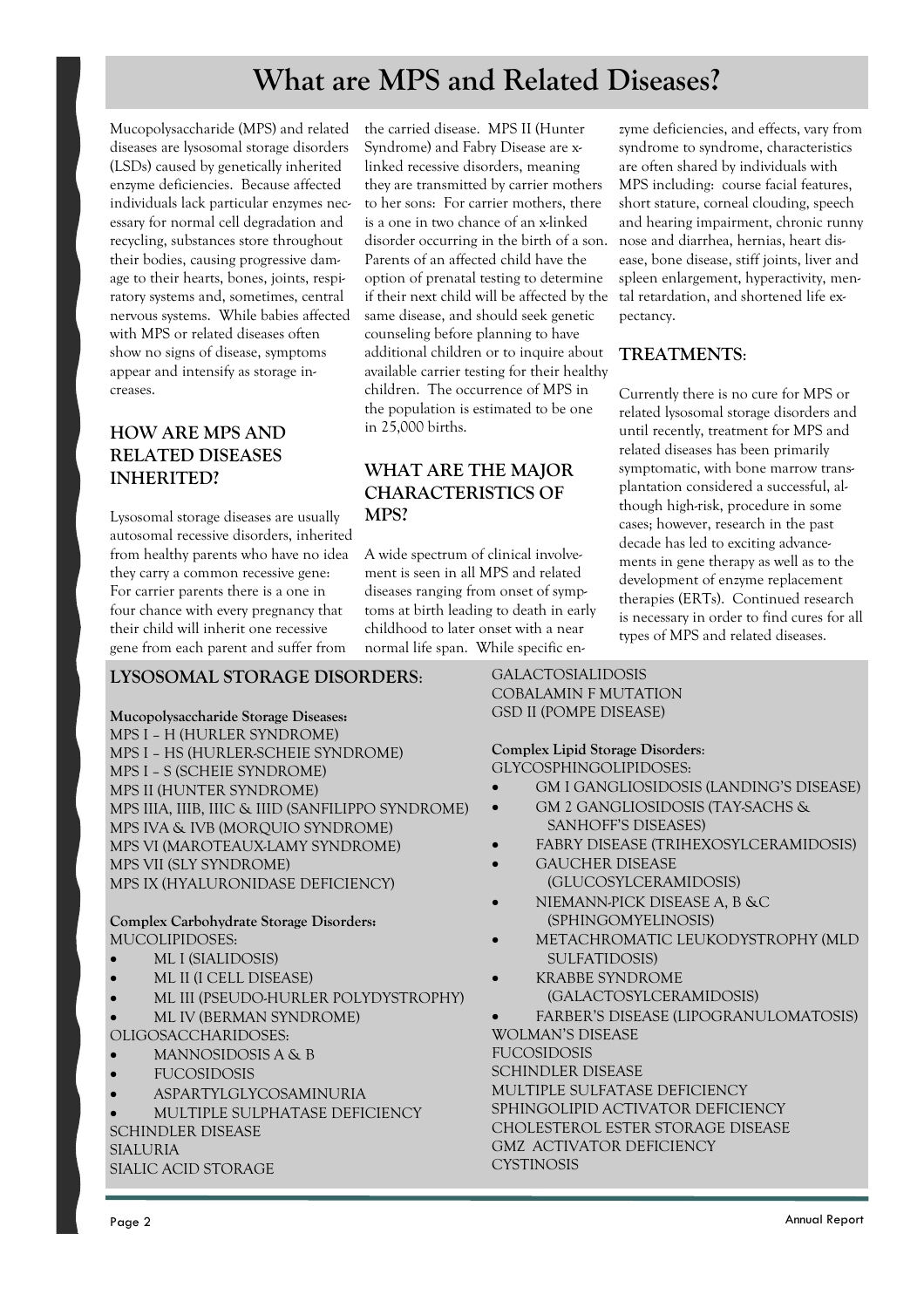# What are MPS and Related Diseases?

Mucopolysaccharide (MPS) and related diseases are lysosomal storage disorders (LSDs) caused by genetically inherited enzyme deficiencies. Because affected individuals lack particular enzymes necessary for normal cell degradation and recycling, substances store throughout their bodies, causing progressive damage to their hearts, bones, joints, respiratory systems and, sometimes, central nervous systems. While babies affected with MPS or related diseases often show no signs of disease, symptoms appear and intensify as storage increases.

## HOW ARE MPS AND RELATED DISEASES INHERITED?

Lysosomal storage diseases are usually autosomal recessive disorders, inherited from healthy parents who have no idea they carry a common recessive gene: For carrier parents there is a one in four chance with every pregnancy that their child will inherit one recessive gene from each parent and suffer from the carried disease. MPS II (Hunter Syndrome) and Fabry Disease are x-linked recessive disorders, meaning they are transmitted by carrier mothers to her sons: For carrier mothers, there is a one in two chance of an x-linked disorder occurring in the birth of a son. Parents of an affected child have the option of prenatal testing to determine if their next child will be affected by the same disease, and should seek genetic counseling before planning to have additional children or to inquire about available carrier testing for their healthy children. The occurrence of MPS in the population is estimated to be one in 25,000 births.

## WHAT ARE THE MAJOR CHARACTERISTICS OF MPS?

A wide spectrum of clinical involvement is seen in all MPS and related diseases ranging from onset of symptoms at birth leading to death in early childhood to later onset with a near normal life span. While specific enzyme deficiencies, and effects, vary from syndrome to syndrome, characteristics are often shared by individuals with MPS including: course facial features, short stature, corneal clouding, speech and hearing impairment, chronic runny nose and diarrhea, hernias, heart disease, bone disease, stiff joints, liver and spleen enlargement, hyperactivity, mental retardation, and shortened life expectancy.

## TREATMENTS:

Currently there is no cure for MPS or related lysosomal storage disorders and until recently, treatment for MPS and related diseases has been primarily symptomatic, with bone marrow transplantation considered a successful, although high-risk, procedure in some cases; however, research in the past decade has led to exciting advancements in gene therapy as well as to the development of enzyme replacement therapies (ERTs). Continued research is necessary in order to find cures for all types of MPS and related diseases.

## LYSOSOMAL STORAGE DISORDERS:

**Mucopolysaccharide Storage Diseases:**

MPS I – H (HURLER SYNDROME)
MPS I – HS (HURLER-SCHEIE SYNDROME)
MPS I – S (SCHEIE SYNDROME)
MPS II (HUNTER SYNDROME)
MPS IIIA, IIIB, IIIC & IIID (SANFILIPPO SYNDROME)
MPS IVA & IVB (MORQUIO SYNDROME)
MPS VI (MAROTEAUX-LAMY SYNDROME)
MPS VII (SLY SYNDROME)
MPS IX (HYALURONIDASE DEFICIENCY)

**Complex Carbohydrate Storage Disorders:**

MUCOLIPIDOSES:

- ML I (SIALIDOSIS)
- ML II (I CELL DISEASE)
- ML III (PSEUDO-HURLER POLYDYSTROPHY)
- ML IV (BERMAN SYNDROME)

OLIGOSACCHARIDOSES:

- MANNOSIDOSIS A & B
- FUCOSIDOSIS
- ASPARTYLGLYCOSAMINURIA
- MULTIPLE SULPHATASE DEFICIENCY

SCHINDLER DISEASE
SIALURIA
SIALIC ACID STORAGE
GALACTOSIALIDOSIS
COBALAMIN F MUTATION
GSD II (POMPE DISEASE)

**Complex Lipid Storage Disorders:**

GLYCOSPHINGOLIPIDOSES:

- GM I GANGLIOSIDOSIS (LANDING'S DISEASE)
- GM 2 GANGLIOSIDOSIS (TAY-SACHS & SANHOFF'S DISEASES)
- FABRY DISEASE (TRIHEXOSYLCERAMIDOSIS)
- GAUCHER DISEASE (GLUCOSYLCERAMIDOSIS)
- NIEMANN-PICK DISEASE A, B &C (SPHINGOMYELINOSIS)
- METACHROMATIC LEUKODYSTROPHY (MLD SULFATIDOSIS)
- KRABBE SYNDROME (GALACTOSYLCERAMIDOSIS)
- FARBER'S DISEASE (LIPOGRANULOMATOSIS)

WOLMAN'S DISEASE
FUCOSIDOSIS
SCHINDLER DISEASE
MULTIPLE SULFATASE DEFICIENCY
SPHINGOLIPID ACTIVATOR DEFICIENCY
CHOLESTEROL ESTER STORAGE DISEASE
GMZ ACTIVATOR DEFICIENCY
CYSTINOSIS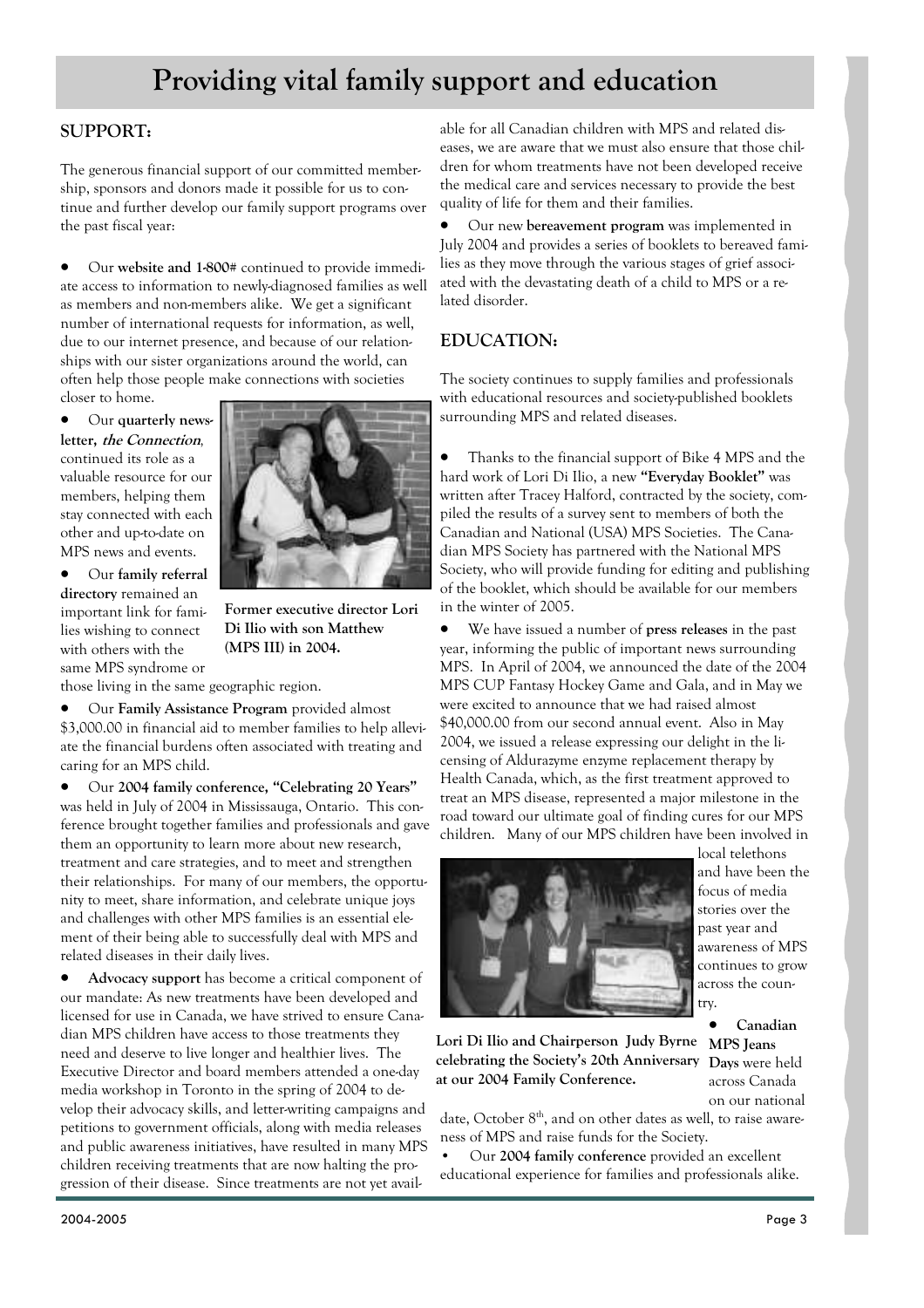# Providing vital family support and education

## SUPPORT:

The generous financial support of our committed membership, sponsors and donors made it possible for us to continue and further develop our family support programs over the past fiscal year:

- Our **website and 1-800#** continued to provide immediate access to information to newly-diagnosed families as well as members and non-members alike. We get a significant number of international requests for information, as well, due to our internet presence, and because of our relationships with our sister organizations around the world, can often help those people make connections with societies closer to home.
- Our **quarterly newsletter, *the Connection***, continued its role as a valuable resource for our members, helping them stay connected with each other and up-to-date on MPS news and events.
- Our **family referral directory** remained an important link for families wishing to connect with others with the same MPS syndrome or those living in the same geographic region.
- Our **Family Assistance Program** provided almost \$3,000.00 in financial aid to member families to help alleviate the financial burdens often associated with treating and caring for an MPS child.
- Our **2004 family conference, "Celebrating 20 Years"** was held in July of 2004 in Mississauga, Ontario. This conference brought together families and professionals and gave them an opportunity to learn more about new research, treatment and care strategies, and to meet and strengthen their relationships. For many of our members, the opportunity to meet, share information, and celebrate unique joys and challenges with other MPS families is an essential element of their being able to successfully deal with MPS and related diseases in their daily lives.
- **Advocacy support** has become a critical component of our mandate: As new treatments have been developed and licensed for use in Canada, we have strived to ensure Canadian MPS children have access to those treatments they need and deserve to live longer and healthier lives. The Executive Director and board members attended a one-day media workshop in Toronto in the spring of 2004 to develop their advocacy skills, and letter-writing campaigns and petitions to government officials, along with media releases and public awareness initiatives, have resulted in many MPS children receiving treatments that are now halting the progression of their disease. Since treatments are not yet available for all Canadian children with MPS and related diseases, we are aware that we must also ensure that those children for whom treatments have not been developed receive the medical care and services necessary to provide the best quality of life for them and their families.
- Our new **bereavement program** was implemented in July 2004 and provides a series of booklets to bereaved families as they move through the various stages of grief associated with the devastating death of a child to MPS or a related disorder.

**Former executive director Lori Di Ilio with son Matthew (MPS III) in 2004.**

## EDUCATION:

The society continues to supply families and professionals with educational resources and society-published booklets surrounding MPS and related diseases.

- Thanks to the financial support of Bike 4 MPS and the hard work of Lori Di Ilio, a new **"Everyday Booklet"** was written after Tracey Halford, contracted by the society, compiled the results of a survey sent to members of both the Canadian and National (USA) MPS Societies. The Canadian MPS Society has partnered with the National MPS Society, who will provide funding for editing and publishing of the booklet, which should be available for our members in the winter of 2005.
- We have issued a number of **press releases** in the past year, informing the public of important news surrounding MPS. In April of 2004, we announced the date of the 2004 MPS CUP Fantasy Hockey Game and Gala, and in May we were excited to announce that we had raised almost \$40,000.00 from our second annual event. Also in May 2004, we issued a release expressing our delight in the licensing of Aldurazyme enzyme replacement therapy by Health Canada, which, as the first treatment approved to treat an MPS disease, represented a major milestone in the road toward our ultimate goal of finding cures for our MPS children. Many of our MPS children have been involved in local telethons and have been the focus of media stories over the past year and awareness of MPS continues to grow across the country.
- **Canadian MPS Jeans Days** were held across Canada on our national date, October 8th, and on other dates as well, to raise awareness of MPS and raise funds for the Society.
- Our **2004 family conference** provided an excellent educational experience for families and professionals alike.

**Lori Di Ilio and Chairperson Judy Byrne celebrating the Society's 20th Anniversary at our 2004 Family Conference.**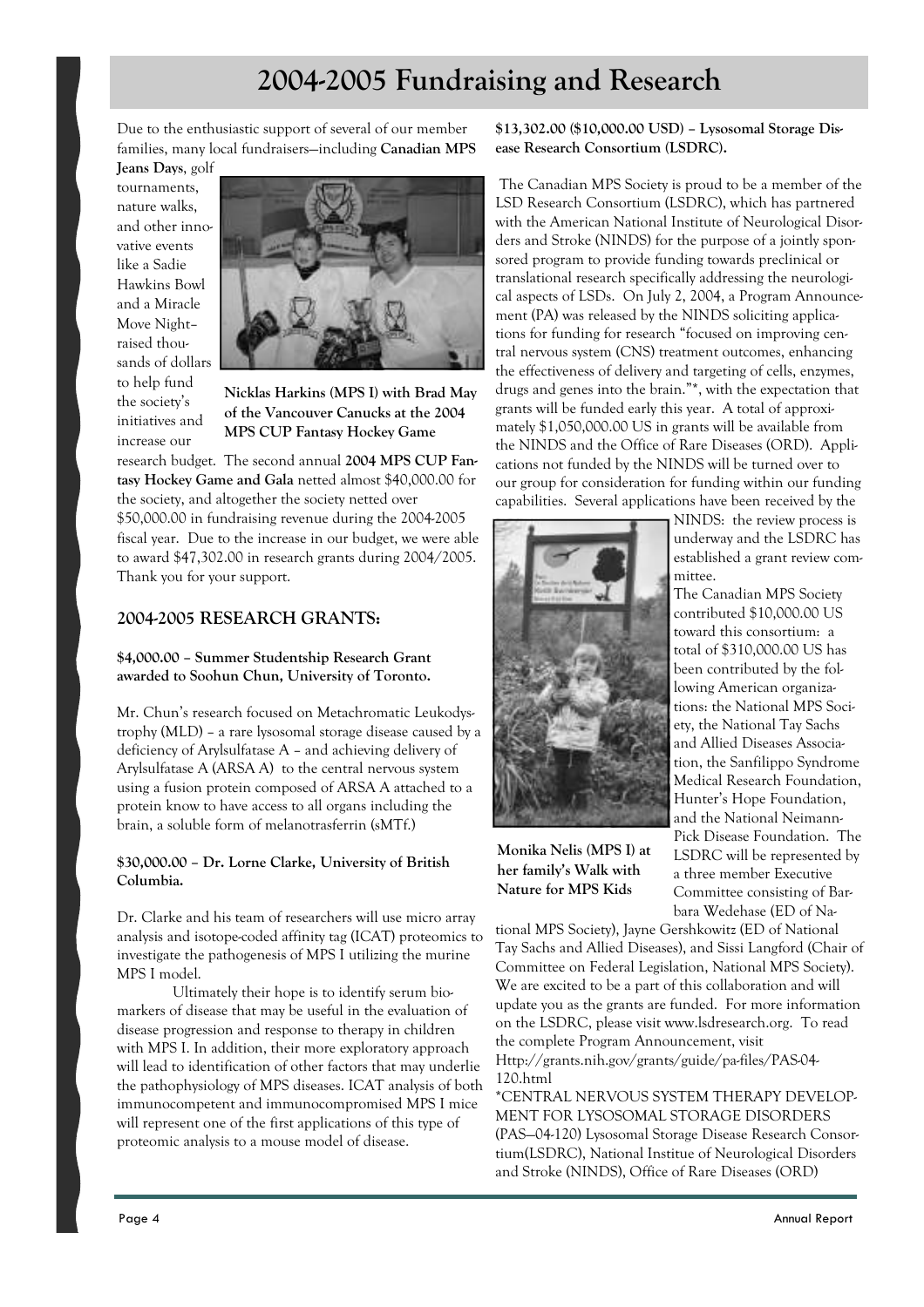# 2004-2005 Fundraising and Research

Due to the enthusiastic support of several of our member families, many local fundraisers—including **Canadian MPS Jeans Days**, golf tournaments, nature walks, and other innovative events like a Sadie Hawkins Bowl and a Miracle Move Night—raised thousands of dollars to help fund the society's initiatives and increase our research budget. The second annual **2004 MPS CUP Fantasy Hockey Game and Gala** netted almost $40,000.00 for the society, and altogether the society netted over $50,000.00 in fundraising revenue during the 2004-2005 fiscal year. Due to the increase in our budget, we were able to award $47,302.00 in research grants during 2004/2005. Thank you for your support.

**Nicklas Harkins (MPS I) with Brad May of the Vancouver Canucks at the 2004 MPS CUP Fantasy Hockey Game**

## 2004-2005 RESEARCH GRANTS:

**$4,000.00 – Summer Studentship Research Grant awarded to Soohun Chun, University of Toronto.**

Mr. Chun's research focused on Metachromatic Leukodystrophy (MLD) – a rare lysosomal storage disease caused by a deficiency of Arylsulfatase A – and achieving delivery of Arylsulfatase A (ARSA A) to the central nervous system using a fusion protein composed of ARSA A attached to a protein know to have access to all organs including the brain, a soluble form of melanotrasferrin (sMTf.)

**$30,000.00 – Dr. Lorne Clarke, University of British Columbia.**

Dr. Clarke and his team of researchers will use micro array analysis and isotope-coded affinity tag (ICAT) proteomics to investigate the pathogenesis of MPS I utilizing the murine MPS I model.

Ultimately their hope is to identify serum biomarkers of disease that may be useful in the evaluation of disease progression and response to therapy in children with MPS I. In addition, their more exploratory approach will lead to identification of other factors that may underlie the pathophysiology of MPS diseases. ICAT analysis of both immunocompetent and immunocompromised MPS I mice will represent one of the first applications of this type of proteomic analysis to a mouse model of disease.

**$13,302.00 ($10,000.00 USD) – Lysosomal Storage Disease Research Consortium (LSDRC).**

The Canadian MPS Society is proud to be a member of the LSD Research Consortium (LSDRC), which has partnered with the American National Institute of Neurological Disorders and Stroke (NINDS) for the purpose of a jointly sponsored program to provide funding towards preclinical or translational research specifically addressing the neurological aspects of LSDs. On July 2, 2004, a Program Announcement (PA) was released by the NINDS soliciting applications for funding for research "focused on improving central nervous system (CNS) treatment outcomes, enhancing the effectiveness of delivery and targeting of cells, enzymes, drugs and genes into the brain."*, with the expectation that grants will be funded early this year. A total of approximately $1,050,000.00 US in grants will be available from the NINDS and the Office of Rare Diseases (ORD). Applications not funded by the NINDS will be turned over to our group for consideration for funding within our funding capabilities. Several applications have been received by the NINDS: the review process is underway and the LSDRC has established a grant review committee.

**Monika Nelis (MPS I) at her family's Walk with Nature for MPS Kids**

The Canadian MPS Society contributed $10,000.00 US toward this consortium: a total of $310,000.00 US has been contributed by the following American organizations: the National MPS Society, the National Tay Sachs and Allied Diseases Association, the Sanfilippo Syndrome Medical Research Foundation, Hunter's Hope Foundation, and the National Neimann-Pick Disease Foundation. The LSDRC will be represented by a three member Executive Committee consisting of Barbara Wedehase (ED of National MPS Society), Jayne Gershkowitz (ED of National Tay Sachs and Allied Diseases), and Sissi Langford (Chair of Committee on Federal Legislation, National MPS Society). We are excited to be a part of this collaboration and will update you as the grants are funded. For more information on the LSDRC, please visit www.lsdresearch.org. To read the complete Program Announcement, visit Http://grants.nih.gov/grants/guide/pa-files/PAS-04-120.html

*CENTRAL NERVOUS SYSTEM THERAPY DEVELOPMENT FOR LYSOSOMAL STORAGE DISORDERS (PAS—04-120) Lysosomal Storage Disease Research Consortium(LSDRC), National Institue of Neurological Disorders and Stroke (NINDS), Office of Rare Diseases (ORD)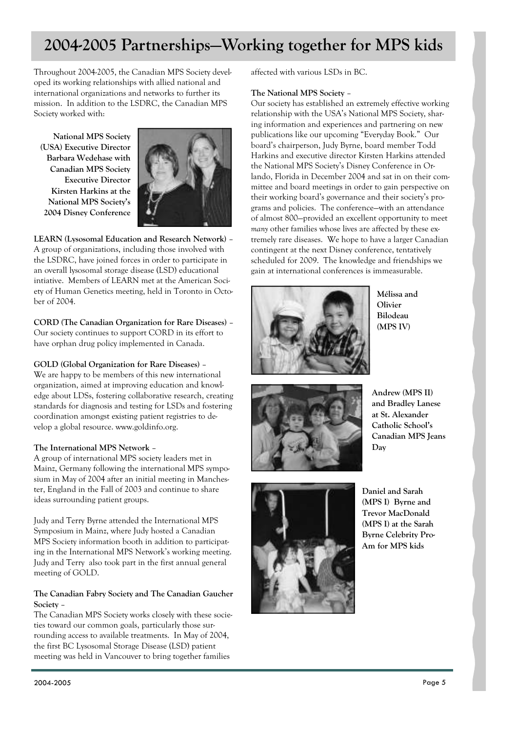# 2004-2005 Partnerships—Working together for MPS kids

Throughout 2004-2005, the Canadian MPS Society developed its working relationships with allied national and international organizations and networks to further its mission. In addition to the LSDRC, the Canadian MPS Society worked with:

**National MPS Society (USA) Executive Director Barbara Wedehase with Canadian MPS Society Executive Director Kirsten Harkins at the National MPS Society's 2004 Disney Conference**

**LEARN (Lysosomal Education and Research Network)** – A group of organizations, including those involved with the LSDRC, have joined forces in order to participate in an overall lysosomal storage disease (LSD) educational intiative. Members of LEARN met at the American Society of Human Genetics meeting, held in Toronto in October of 2004.

**CORD (The Canadian Organization for Rare Diseases)** – Our society continues to support CORD in its effort to have orphan drug policy implemented in Canada.

**GOLD (Global Organization for Rare Diseases)** – We are happy to be members of this new international organization, aimed at improving education and knowledge about LDSs, fostering collaborative research, creating standards for diagnosis and testing for LSDs and fostering coordination amongst existing patient registries to develop a global resource. www.goldinfo.org.

**The International MPS Network** – A group of international MPS society leaders met in Mainz, Germany following the international MPS symposium in May of 2004 after an initial meeting in Manchester, England in the Fall of 2003 and continue to share ideas surrounding patient groups.

Judy and Terry Byrne attended the International MPS Symposium in Mainz, where Judy hosted a Canadian MPS Society information booth in addition to participating in the International MPS Network's working meeting. Judy and Terry also took part in the first annual general meeting of GOLD.

**The Canadian Fabry Society and The Canadian Gaucher Society** – The Canadian MPS Society works closely with these societies toward our common goals, particularly those surrounding access to available treatments. In May of 2004, the first BC Lysosomal Storage Disease (LSD) patient meeting was held in Vancouver to bring together families affected with various LSDs in BC.

**The National MPS Society** – Our society has established an extremely effective working relationship with the USA's National MPS Society, sharing information and experiences and partnering on new publications like our upcoming "Everyday Book." Our board's chairperson, Judy Byrne, board member Todd Harkins and executive director Kirsten Harkins attended the National MPS Society's Disney Conference in Orlando, Florida in December 2004 and sat in on their committee and board meetings in order to gain perspective on their working board's governance and their society's programs and policies. The conference—with an attendance of almost 800—provided an excellent opportunity to meet *many* other families whose lives are affected by these extremely rare diseases. We hope to have a larger Canadian contingent at the next Disney conference, tentatively scheduled for 2009. The knowledge and friendships we gain at international conferences is immeasurable.

**Mélissa and Olivier Bilodeau (MPS IV)**

**Andrew (MPS II) and Bradley Lanese at St. Alexander Catholic School's Canadian MPS Jeans Day**

**Daniel and Sarah (MPS I) Byrne and Trevor MacDonald (MPS I) at the Sarah Byrne Celebrity Pro-Am for MPS kids**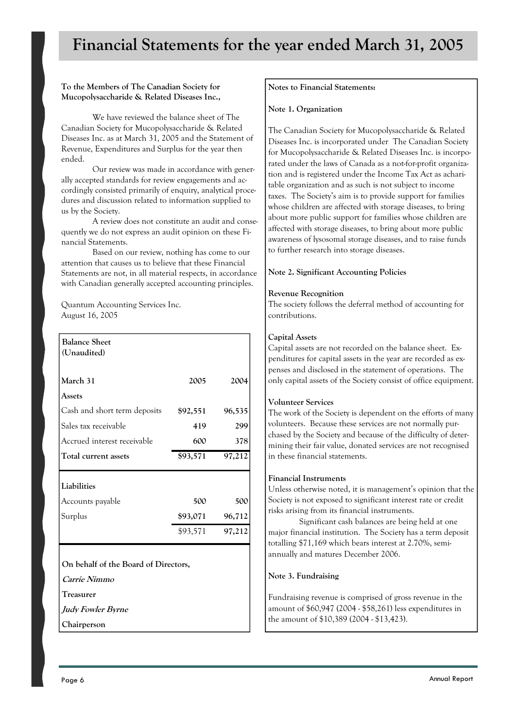# Financial Statements for the year ended March 31, 2005

**To the Members of The Canadian Society for Mucopolysaccharide & Related Diseases Inc.,**

We have reviewed the balance sheet of The Canadian Society for Mucopolysaccharide & Related Diseases Inc. as at March 31, 2005 and the Statement of Revenue, Expenditures and Surplus for the year then ended.

Our review was made in accordance with generally accepted standards for review engagements and accordingly consisted primarily of enquiry, analytical procedures and discussion related to information supplied to us by the Society.

A review does not constitute an audit and consequently we do not express an audit opinion on these Financial Statements.

Based on our review, nothing has come to our attention that causes us to believe that these Financial Statements are not, in all material respects, in accordance with Canadian generally accepted accounting principles.

Quantum Accounting Services Inc.
August 16, 2005

**Balance Sheet**
**(Unaudited)**

| March 31 | 2005 | 2004 |
|---|---|---|
| **Assets** | | |
| Cash and short term deposits | **$92,551** | 96,535 |
| Sales tax receivable | **419** | 299 |
| Accrued interest receivable | **600** | 378 |
| **Total current assets** | **$93,571** | 97,212 |
| **Liabilities** | | |
| Accounts payable | **500** | 500 |
| Surplus | **$93,071** | 96,712 |
| | $93,571 | 97,212 |

**On behalf of the Board of Directors,**

***Carrie Nimmo***

**Treasurer**

***Judy Fowler Byrne***

**Chairperson**

**Notes to Financial Statements:**

**Note 1. Organization**

The Canadian Society for Mucopolysaccharide & Related Diseases Inc. is incorporated under The Canadian Society for Mucopolysaccharide & Related Diseases Inc. is incorporated under the laws of Canada as a not-for-profit organization and is registered under the Income Tax Act as acharitable organization and as such is not subject to income taxes. The Society's aim is to provide support for families whose children are affected with storage diseases, to bring about more public support for families whose children are affected with storage diseases, to bring about more public awareness of lysosomal storage diseases, and to raise funds to further research into storage diseases.

**Note 2. Significant Accounting Policies**

**Revenue Recognition**
The society follows the deferral method of accounting for contributions.

**Capital Assets**
Capital assets are not recorded on the balance sheet. Expenditures for capital assets in the year are recorded as expenses and disclosed in the statement of operations. The only capital assets of the Society consist of office equipment.

**Volunteer Services**
The work of the Society is dependent on the efforts of many volunteers. Because these services are not normally purchased by the Society and because of the difficulty of determining their fair value, donated services are not recognised in these financial statements.

**Financial Instruments**
Unless otherwise noted, it is management's opinion that the Society is not exposed to significant interest rate or credit risks arising from its financial instruments.

Significant cash balances are being held at one major financial institution. The Society has a term deposit totalling $71,169 which bears interest at 2.70%, semi-annually and matures December 2006.

**Note 3. Fundraising**

Fundraising revenue is comprised of gross revenue in the amount of $60,947 (2004 - $58,261) less expenditures in the amount of $10,389 (2004 - $13,423).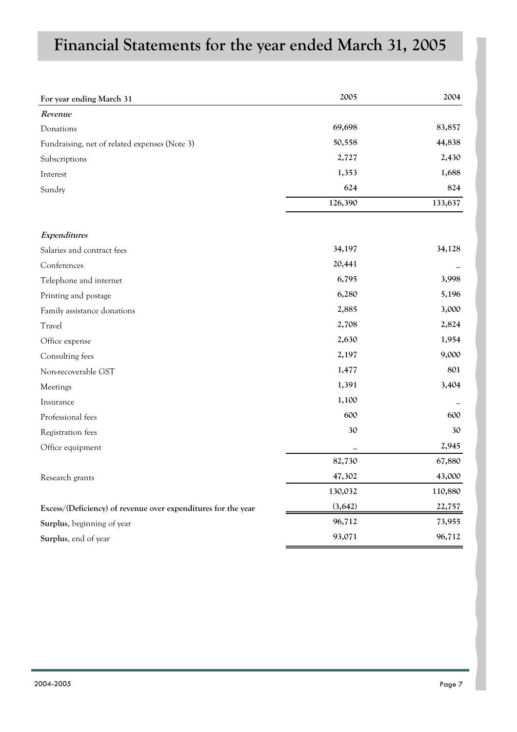# Financial Statements for the year ended March 31, 2005

| For year ending March 31 | 2005 | 2004 |
|---|---|---|
| ***Revenue*** | | |
| Donations | 69,698 | 83,857 |
| Fundraising, net of related expenses (Note 3) | 50,558 | 44,838 |
| Subscriptions | 2,727 | 2,430 |
| Interest | 1,353 | 1,688 |
| Sundry | 624 | 824 |
| | 126,390 | 133,637 |
| ***Expenditures*** | | |
| Salaries and contract fees | 34,197 | 34,128 |
| Conferences | 20,441 | – |
| Telephone and internet | 6,795 | 3,998 |
| Printing and postage | 6,280 | 5,196 |
| Family assistance donations | 2,885 | 3,000 |
| Travel | 2,708 | 2,824 |
| Office expense | 2,630 | 1,954 |
| Consulting fees | 2,197 | 9,000 |
| Non-recoverable GST | 1,477 | 801 |
| Meetings | 1,391 | 3,404 |
| Insurance | 1,100 | – |
| Professional fees | 600 | 600 |
| Registration fees | 30 | 30 |
| Office equipment | – | 2,945 |
| | 82,730 | 67,880 |
| Research grants | 47,302 | 43,000 |
| | 130,032 | 110,880 |
| **Excess/(Deficiency) of revenue over expenditures for the year** | (3,642) | 22,757 |
| **Surplus**, beginning of year | 96,712 | 73,955 |
| **Surplus**, end of year | 93,071 | 96,712 |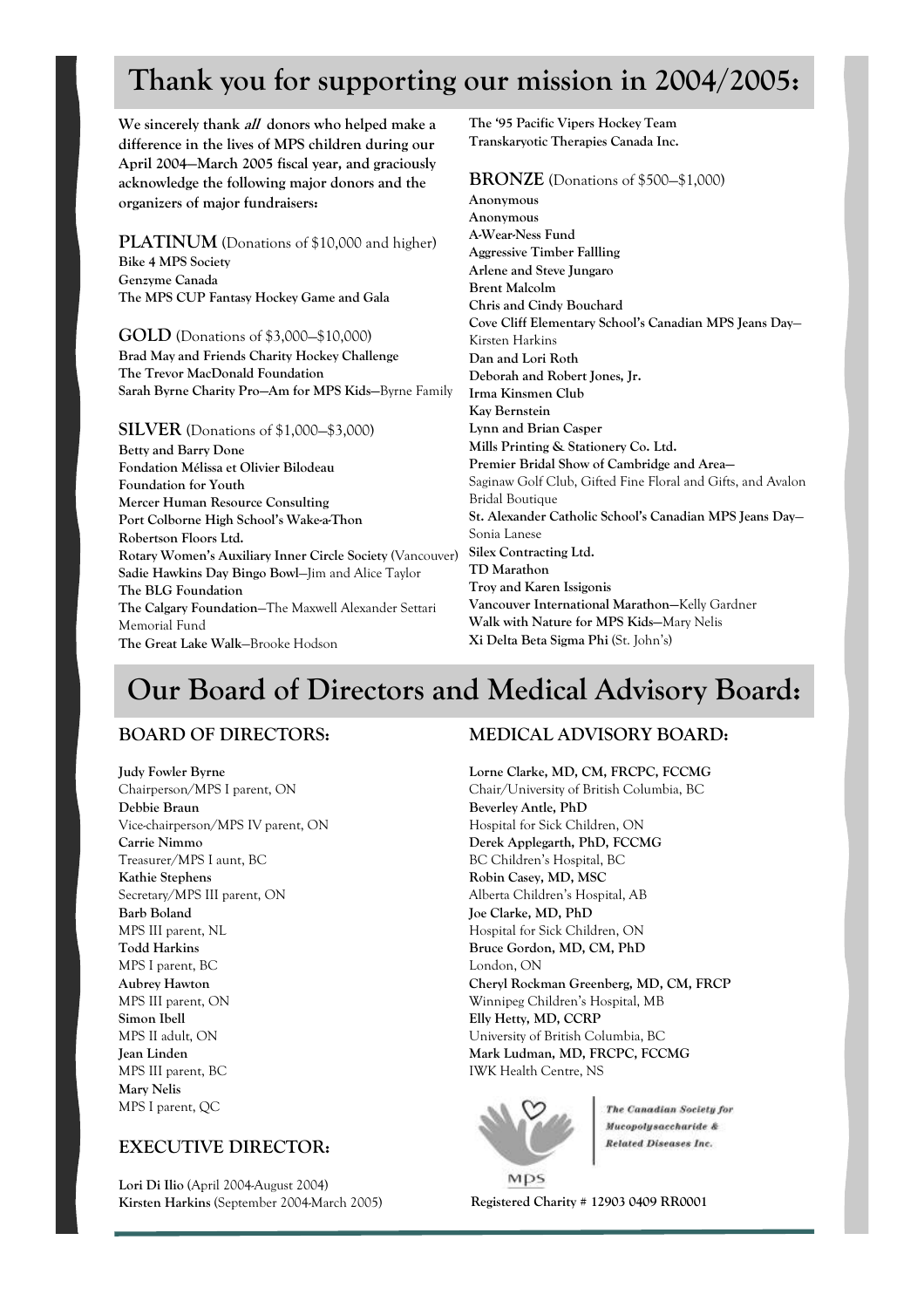# Thank you for supporting our mission in 2004/2005:

**We sincerely thank *all* donors who helped make a difference in the lives of MPS children during our April 2004—March 2005 fiscal year, and graciously acknowledge the following major donors and the organizers of major fundraisers:**

**PLATINUM** (Donations of $10,000 and higher)
**Bike 4 MPS Society**
**Genzyme Canada**
**The MPS CUP Fantasy Hockey Game and Gala**

**GOLD** (Donations of $3,000—$10,000)
**Brad May and Friends Charity Hockey Challenge**
**The Trevor MacDonald Foundation**
**Sarah Byrne Charity Pro—Am for MPS Kids**—Byrne Family

**SILVER** (Donations of $1,000—$3,000)
**Betty and Barry Done**
**Fondation Mélissa et Olivier Bilodeau**
**Foundation for Youth**
**Mercer Human Resource Consulting**
**Port Colborne High School's Wake-a-Thon**
**Robertson Floors Ltd.**
**Rotary Women's Auxiliary Inner Circle Society** (Vancouver)
**Sadie Hawkins Day Bingo Bowl**—Jim and Alice Taylor
**The BLG Foundation**
**The Calgary Foundation**—The Maxwell Alexander Settari Memorial Fund
**The Great Lake Walk**—Brooke Hodson
**The '95 Pacific Vipers Hockey Team**
**Transkaryotic Therapies Canada Inc.**

**BRONZE** (Donations of $500—$1,000)
**Anonymous**
**Anonymous**
**A-Wear-Ness Fund**
**Aggressive Timber Fallling**
**Arlene and Steve Jungaro**
**Brent Malcolm**
**Chris and Cindy Bouchard**
**Cove Cliff Elementary School's Canadian MPS Jeans Day**—Kirsten Harkins
**Dan and Lori Roth**
**Deborah and Robert Jones, Jr.**
**Irma Kinsmen Club**
**Kay Bernstein**
**Lynn and Brian Casper**
**Mills Printing & Stationery Co. Ltd.**
**Premier Bridal Show of Cambridge and Area**—Saginaw Golf Club, Gifted Fine Floral and Gifts, and Avalon Bridal Boutique
**St. Alexander Catholic School's Canadian MPS Jeans Day**—Sonia Lanese
**Silex Contracting Ltd.**
**TD Marathon**
**Troy and Karen Issigonis**
**Vancouver International Marathon**—Kelly Gardner
**Walk with Nature for MPS Kids**—Mary Nelis
**Xi Delta Beta Sigma Phi** (St. John's)

# Our Board of Directors and Medical Advisory Board:

## BOARD OF DIRECTORS:

**Judy Fowler Byrne**
Chairperson/MPS I parent, ON
**Debbie Braun**
Vice-chairperson/MPS IV parent, ON
**Carrie Nimmo**
Treasurer/MPS I aunt, BC
**Kathie Stephens**
Secretary/MPS III parent, ON
**Barb Boland**
MPS III parent, NL
**Todd Harkins**
MPS I parent, BC
**Aubrey Hawton**
MPS III parent, ON
**Simon Ibell**
MPS II adult, ON
**Jean Linden**
MPS III parent, BC
**Mary Nelis**
MPS I parent, QC

## EXECUTIVE DIRECTOR:

**Lori Di Ilio** (April 2004-August 2004)
**Kirsten Harkins** (September 2004-March 2005)

## MEDICAL ADVISORY BOARD:

**Lorne Clarke, MD, CM, FRCPC, FCCMG**
Chair/University of British Columbia, BC
**Beverley Antle, PhD**
Hospital for Sick Children, ON
**Derek Applegarth, PhD, FCCMG**
BC Children's Hospital, BC
**Robin Casey, MD, MSC**
Alberta Children's Hospital, AB
**Joe Clarke, MD, PhD**
Hospital for Sick Children, ON
**Bruce Gordon, MD, CM, PhD**
London, ON
**Cheryl Rockman Greenberg, MD, CM, FRCP**
Winnipeg Children's Hospital, MB
**Elly Hetty, MD, CCRP**
University of British Columbia, BC
**Mark Ludman, MD, FRCPC, FCCMG**
IWK Health Centre, NS

MPS

*The Canadian Society for Mucopolysaccharide & Related Diseases Inc.*

**Registered Charity # 12903 0409 RR0001**